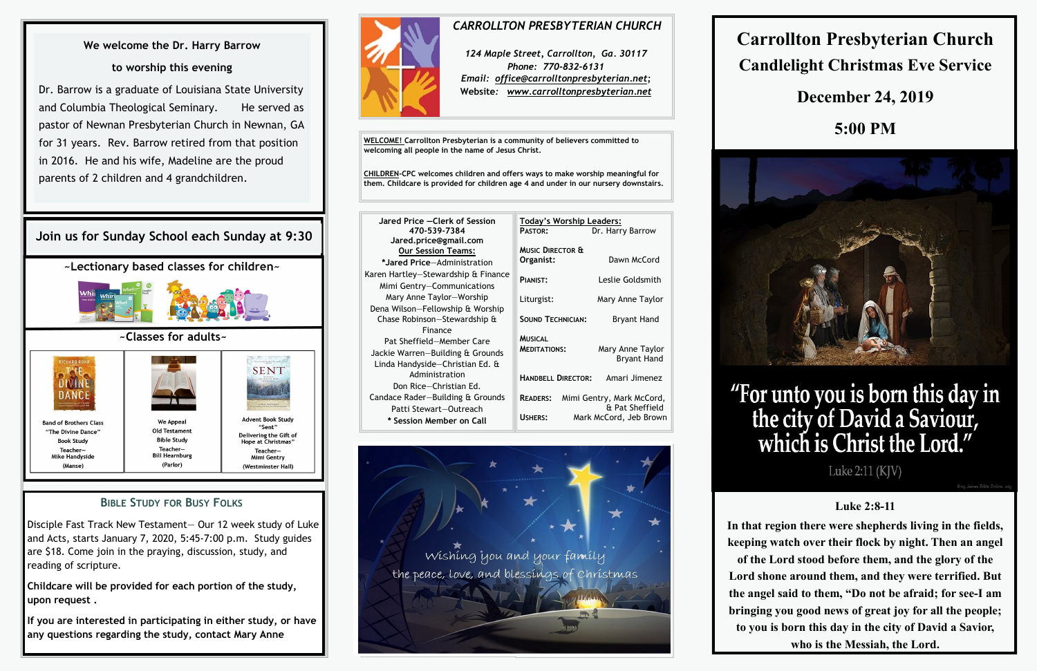We welcome the Dr. Harry Barrow

to worship this evening

Dr. Barrow is a graduate of Louisiana State University and Columbia Theological Seminary. He served as pastor of Newnan Presbyterian Church in Newnan, GA for 31 years. Rev. Barrow retired from that position in 2016. He and his wife, Madeline are the proud parents of 2 children and 4 grandchildren.

## Join us for Sunday School each Sunday at 9:30

~Lectionary based classes for children~

~Classes for adults~

| Band of Brothers Class "The Divine Dance" Book Study Teacher– Mike Handyside (Manse) | We Appeal Old Testament Bible Study Teacher– Bill Hearnburg (Parlor) | Advent Book Study "Sent" Delivering the Gift of Hope at Christmas" Teacher– Mimi Gentry (Westminster Hall) |
|---|---|---|

## Bible Study for Busy Folks

Disciple Fast Track New Testament— Our 12 week study of Luke and Acts, starts January 7, 2020, 5:45-7:00 p.m. Study guides are $18. Come join in the praying, discussion, study, and reading of scripture.

**Childcare will be provided for each portion of the study, upon request .**

**If you are interested in participating in either study, or have any questions regarding the study, contact Mary Anne**

## *CARROLLTON PRESBYTERIAN CHURCH*

*124 Maple Street, Carrollton, Ga. 30117*
*Phone: 770-832-6131*
*Email: office@carrolltonpresbyterian.net;*
*Website: www.carrolltonpresbyterian.net*

**WELCOME!** Carrollton Presbyterian is a community of believers committed to welcoming all people in the name of Jesus Christ.

**CHILDREN**-CPC welcomes children and offers ways to make worship meaningful for them. Childcare is provided for children age 4 and under in our nursery downstairs.

Jared Price –Clerk of Session
470-539-7384
Jared.price@gmail.com
Our Session Teams:
*Jared Price—Administration
Karen Hartley—Stewardship & Finance
Mimi Gentry—Communications
Mary Anne Taylor—Worship
Dena Wilson—Fellowship & Worship
Chase Robinson—Stewardship & Finance
Pat Sheffield—Member Care
Jackie Warren—Building & Grounds
Linda Handyside—Christian Ed. & Administration
Don Rice—Christian Ed.
Candace Rader—Building & Grounds
Patti Stewart—Outreach
* Session Member on Call

**Today's Worship Leaders:**

| | |
|---|---|
| Pastor: | Dr. Harry Barrow |
| Music Director & Organist: | Dawn McCord |
| Pianist: | Leslie Goldsmith |
| Liturgist: | Mary Anne Taylor |
| Sound Technician: | Bryant Hand |
| Musical Meditations: | Mary Anne Taylor, Bryant Hand |
| Handbell Director: | Amari Jimenez |
| Readers: | Mimi Gentry, Mark McCord, & Pat Sheffield |
| Ushers: | Mark McCord, Jeb Brown |

Wishing you and your family the peace, love, and blessings of Christmas

# Carrollton Presbyterian Church
# Candlelight Christmas Eve Service

## December 24, 2019

## 5:00 PM

"For unto you is born this day in the city of David a Saviour, which is Christ the Lord."
Luke 2:11 (KJV)

### Luke 2:8-11

**In that region there were shepherds living in the fields, keeping watch over their flock by night. Then an angel of the Lord stood before them, and the glory of the Lord shone around them, and they were terrified. But the angel said to them, "Do not be afraid; for see-I am bringing you good news of great joy for all the people; to you is born this day in the city of David a Savior, who is the Messiah, the Lord.**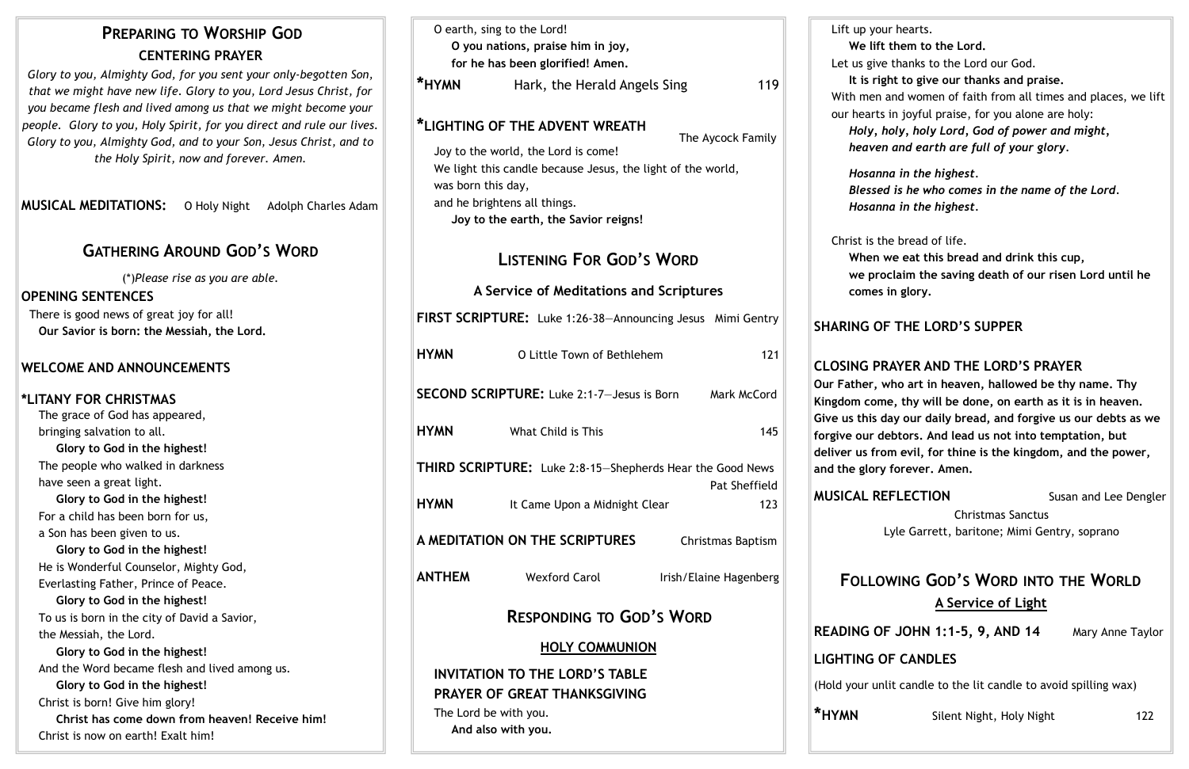## Preparing to Worship God

### Centering Prayer

*Glory to you, Almighty God, for you sent your only-begotten Son, that we might have new life. Glory to you, Lord Jesus Christ, for you became flesh and lived among us that we might become your people. Glory to you, Holy Spirit, for you direct and rule our lives. Glory to you, Almighty God, and to your Son, Jesus Christ, and to the Holy Spirit, now and forever. Amen.*

**MUSICAL MEDITATIONS:** O Holy Night — Adolph Charles Adam

## Gathering Around God's Word

*(\*)Please rise as you are able.*

**OPENING SENTENCES**

There is good news of great joy for all!
**Our Savior is born: the Messiah, the Lord.**

**WELCOME AND ANNOUNCEMENTS**

**\*LITANY FOR CHRISTMAS**

The grace of God has appeared,
bringing salvation to all.
**Glory to God in the highest!**
The people who walked in darkness
have seen a great light.
**Glory to God in the highest!**
For a child has been born for us,
a Son has been given to us.
**Glory to God in the highest!**
He is Wonderful Counselor, Mighty God,
Everlasting Father, Prince of Peace.
**Glory to God in the highest!**
To us is born in the city of David a Savior,
the Messiah, the Lord.
**Glory to God in the highest!**
And the Word became flesh and lived among us.
**Glory to God in the highest!**
Christ is born! Give him glory!
**Christ has come down from heaven! Receive him!**
Christ is now on earth! Exalt him!
O earth, sing to the Lord!
**O you nations, praise him in joy,**
**for he has been glorified! Amen.**

**\*HYMN** — Hark, the Herald Angels Sing — 119

**\*LIGHTING OF THE ADVENT WREATH** — The Aycock Family

Joy to the world, the Lord is come!
We light this candle because Jesus, the light of the world, was born this day,
and he brightens all things.
**Joy to the earth, the Savior reigns!**

## Listening For God's Word

### A Service of Meditations and Scriptures

**FIRST SCRIPTURE:** Luke 1:26-38—Announcing Jesus — Mimi Gentry

**HYMN** — O Little Town of Bethlehem — 121

**SECOND SCRIPTURE:** Luke 2:1-7—Jesus is Born — Mark McCord

**HYMN** — What Child is This — 145

**THIRD SCRIPTURE:** Luke 2:8-15—Shepherds Hear the Good News — Pat Sheffield

**HYMN** — It Came Upon a Midnight Clear — 123

**A MEDITATION ON THE SCRIPTURES** — Christmas Baptism

**ANTHEM** — Wexford Carol — Irish/Elaine Hagenberg

## Responding to God's Word

### HOLY COMMUNION

**INVITATION TO THE LORD'S TABLE**

**PRAYER OF GREAT THANKSGIVING**

The Lord be with you.
**And also with you.**
Lift up your hearts.
**We lift them to the Lord.**
Let us give thanks to the Lord our God.
**It is right to give our thanks and praise.**
With men and women of faith from all times and places, we lift our hearts in joyful praise, for you alone are holy:
***Holy, holy, holy Lord, God of power and might,***
***heaven and earth are full of your glory.***

***Hosanna in the highest.***
***Blessed is he who comes in the name of the Lord.***
***Hosanna in the highest.***

Christ is the bread of life.
**When we eat this bread and drink this cup,**
**we proclaim the saving death of our risen Lord until he comes in glory.**

**SHARING OF THE LORD'S SUPPER**

**CLOSING PRAYER AND THE LORD'S PRAYER**

**Our Father, who art in heaven, hallowed be thy name. Thy Kingdom come, thy will be done, on earth as it is in heaven. Give us this day our daily bread, and forgive us our debts as we forgive our debtors. And lead us not into temptation, but deliver us from evil, for thine is the kingdom, and the power, and the glory forever. Amen.**

**MUSICAL REFLECTION** — Susan and Lee Dengler

Christmas Sanctus
Lyle Garrett, baritone; Mimi Gentry, soprano

## Following God's Word into the World

### A Service of Light

**READING OF JOHN 1:1-5, 9, AND 14** — Mary Anne Taylor

**LIGHTING OF CANDLES**

(Hold your unlit candle to the lit candle to avoid spilling wax)

**\*HYMN** — Silent Night, Holy Night — 122